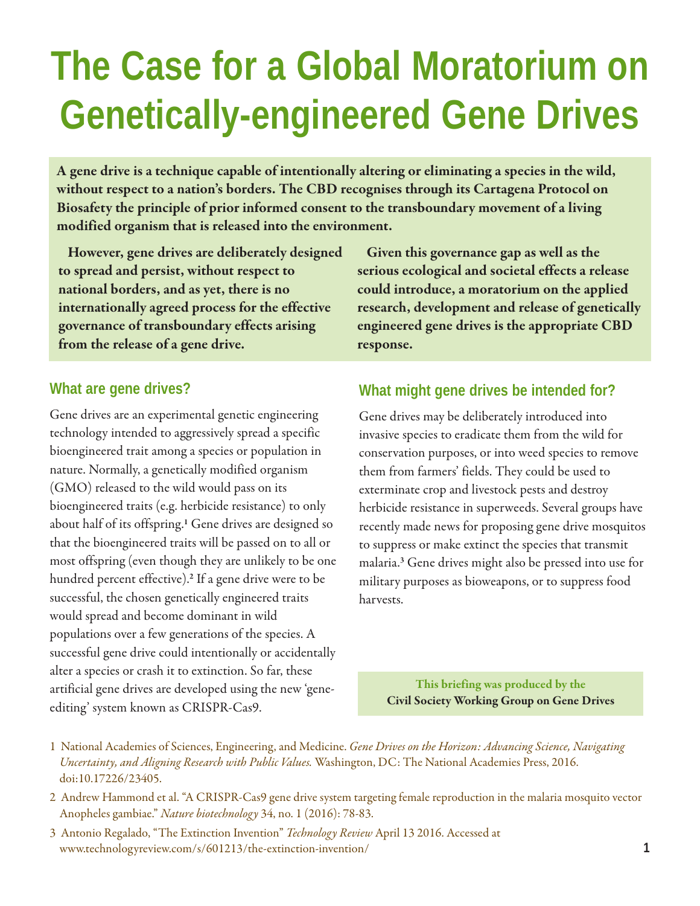# The Case for a Global Moratorium on Genetically-engineered Gene Drives

**A gene drive is a technique capable of intentionally altering or eliminating a species in the wild, without respect to a nation's borders. The CBD recognises through its Cartagena Protocol on Biosafety the principle of prior informed consent to the transboundary movement of a living modified organism that is released into the environment.**

**However, gene drives are deliberately designed to spread and persist, without respect to national borders, and as yet, there is no internationally agreed process for the effective governance of transboundary effects arising from the release of a gene drive.**

**Given this governance gap as well as the serious ecological and societal effects a release could introduce, a moratorium on the applied research, development and release of genetically engineered gene drives is the appropriate CBD response.**

## What are gene drives?

Gene drives are an experimental genetic engineering technology intended to aggressively spread a specific bioengineered trait among a species or population in nature. Normally, a genetically modified organism (GMO) released to the wild would pass on its bioengineered traits (e.g. herbicide resistance) to only about half of its offspring.[1] Gene drives are designed so that the bioengineered traits will be passed on to all or most offspring (even though they are unlikely to be one hundred percent effective).[2] If a gene drive were to be successful, the chosen genetically engineered traits would spread and become dominant in wild populations over a few generations of the species. A successful gene drive could intentionally or accidentally alter a species or crash it to extinction. So far, these artificial gene drives are developed using the new 'gene-editing' system known as CRISPR-Cas9.

## What might gene drives be intended for?

Gene drives may be deliberately introduced into invasive species to eradicate them from the wild for conservation purposes, or into weed species to remove them from farmers' fields. They could be used to exterminate crop and livestock pests and destroy herbicide resistance in superweeds. Several groups have recently made news for proposing gene drive mosquitos to suppress or make extinct the species that transmit malaria.[3] Gene drives might also be pressed into use for military purposes as bioweapons, or to suppress food harvests.

**This briefing was produced by the Civil Society Working Group on Gene Drives**

1 National Academies of Sciences, Engineering, and Medicine. *Gene Drives on the Horizon: Advancing Science, Navigating Uncertainty, and Aligning Research with Public Values.* Washington, DC: The National Academies Press, 2016. doi:10.17226/23405.

2 Andrew Hammond et al. "A CRISPR-Cas9 gene drive system targeting female reproduction in the malaria mosquito vector Anopheles gambiae." *Nature biotechnology* 34, no. 1 (2016): 78-83.

3 Antonio Regalado, "The Extinction Invention" *Technology Review* April 13 2016. Accessed at www.technologyreview.com/s/601213/the-extinction-invention/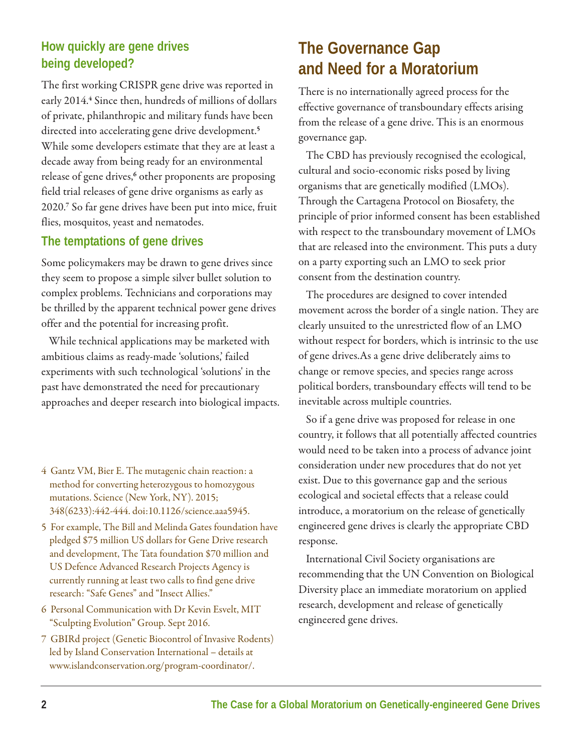## How quickly are gene drives being developed?

The first working CRISPR gene drive was reported in early 2014.[4] Since then, hundreds of millions of dollars of private, philanthropic and military funds have been directed into accelerating gene drive development.[5] While some developers estimate that they are at least a decade away from being ready for an environmental release of gene drives,[6] other proponents are proposing field trial releases of gene drive organisms as early as 2020.[7] So far gene drives have been put into mice, fruit flies, mosquitos, yeast and nematodes.

## The temptations of gene drives

Some policymakers may be drawn to gene drives since they seem to propose a simple silver bullet solution to complex problems. Technicians and corporations may be thrilled by the apparent technical power gene drives offer and the potential for increasing profit.

While technical applications may be marketed with ambitious claims as ready-made 'solutions,' failed experiments with such technological 'solutions' in the past have demonstrated the need for precautionary approaches and deeper research into biological impacts.

4 Gantz VM, Bier E. The mutagenic chain reaction: a method for converting heterozygous to homozygous mutations. Science (New York, NY). 2015; 348(6233):442-444. doi:10.1126/science.aaa5945.

5 For example, The Bill and Melinda Gates foundation have pledged $75 million US dollars for Gene Drive research and development, The Tata foundation $70 million and US Defence Advanced Research Projects Agency is currently running at least two calls to find gene drive research: "Safe Genes" and "Insect Allies."

6 Personal Communication with Dr Kevin Esvelt, MIT "Sculpting Evolution" Group. Sept 2016.

7 GBIRd project (Genetic Biocontrol of Invasive Rodents) led by Island Conservation International – details at www.islandconservation.org/program-coordinator/.

# The Governance Gap and Need for a Moratorium

There is no internationally agreed process for the effective governance of transboundary effects arising from the release of a gene drive. This is an enormous governance gap.

The CBD has previously recognised the ecological, cultural and socio-economic risks posed by living organisms that are genetically modified (LMOs). Through the Cartagena Protocol on Biosafety, the principle of prior informed consent has been established with respect to the transboundary movement of LMOs that are released into the environment. This puts a duty on a party exporting such an LMO to seek prior consent from the destination country.

The procedures are designed to cover intended movement across the border of a single nation. They are clearly unsuited to the unrestricted flow of an LMO without respect for borders, which is intrinsic to the use of gene drives.As a gene drive deliberately aims to change or remove species, and species range across political borders, transboundary effects will tend to be inevitable across multiple countries.

So if a gene drive was proposed for release in one country, it follows that all potentially affected countries would need to be taken into a process of advance joint consideration under new procedures that do not yet exist. Due to this governance gap and the serious ecological and societal effects that a release could introduce, a moratorium on the release of genetically engineered gene drives is clearly the appropriate CBD response.

International Civil Society organisations are recommending that the UN Convention on Biological Diversity place an immediate moratorium on applied research, development and release of genetically engineered gene drives.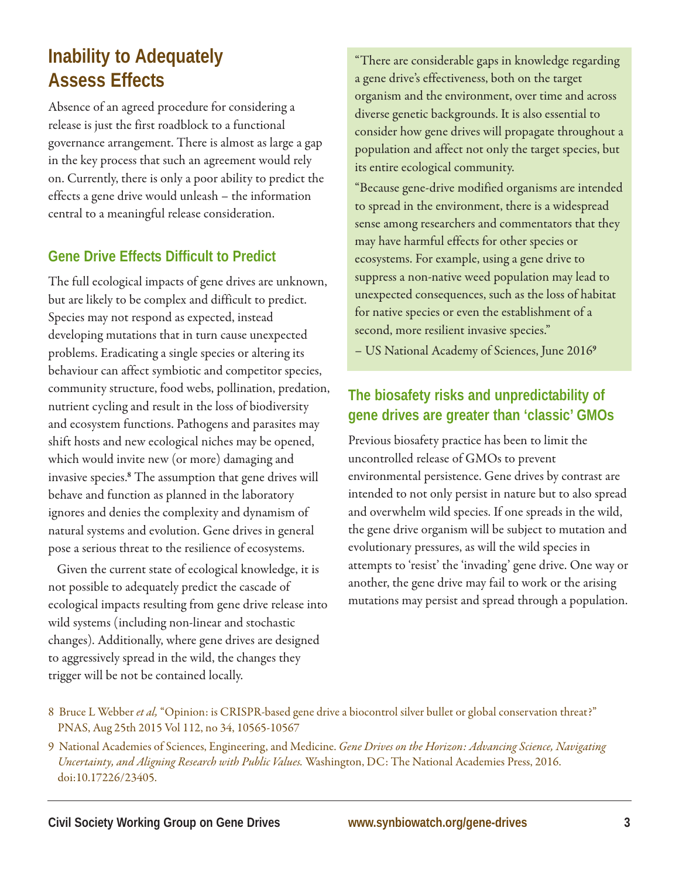## Inability to Adequately Assess Effects

Absence of an agreed procedure for considering a release is just the first roadblock to a functional governance arrangement. There is almost as large a gap in the key process that such an agreement would rely on. Currently, there is only a poor ability to predict the effects a gene drive would unleash – the information central to a meaningful release consideration.

### Gene Drive Effects Difficult to Predict

The full ecological impacts of gene drives are unknown, but are likely to be complex and difficult to predict. Species may not respond as expected, instead developing mutations that in turn cause unexpected problems. Eradicating a single species or altering its behaviour can affect symbiotic and competitor species, community structure, food webs, pollination, predation, nutrient cycling and result in the loss of biodiversity and ecosystem functions. Pathogens and parasites may shift hosts and new ecological niches may be opened, which would invite new (or more) damaging and invasive species.[8] The assumption that gene drives will behave and function as planned in the laboratory ignores and denies the complexity and dynamism of natural systems and evolution. Gene drives in general pose a serious threat to the resilience of ecosystems.

Given the current state of ecological knowledge, it is not possible to adequately predict the cascade of ecological impacts resulting from gene drive release into wild systems (including non-linear and stochastic changes). Additionally, where gene drives are designed to aggressively spread in the wild, the changes they trigger will be not be contained locally.

> "There are considerable gaps in knowledge regarding a gene drive's effectiveness, both on the target organism and the environment, over time and across diverse genetic backgrounds. It is also essential to consider how gene drives will propagate throughout a population and affect not only the target species, but its entire ecological community.
>
> "Because gene-drive modified organisms are intended to spread in the environment, there is a widespread sense among researchers and commentators that they may have harmful effects for other species or ecosystems. For example, using a gene drive to suppress a non-native weed population may lead to unexpected consequences, such as the loss of habitat for native species or even the establishment of a second, more resilient invasive species."
>
> – US National Academy of Sciences, June 2016[9]

### The biosafety risks and unpredictability of gene drives are greater than 'classic' GMOs

Previous biosafety practice has been to limit the uncontrolled release of GMOs to prevent environmental persistence. Gene drives by contrast are intended to not only persist in nature but to also spread and overwhelm wild species. If one spreads in the wild, the gene drive organism will be subject to mutation and evolutionary pressures, as will the wild species in attempts to 'resist' the 'invading' gene drive. One way or another, the gene drive may fail to work or the arising mutations may persist and spread through a population.

---

8 Bruce L Webber *et al,* "Opinion: is CRISPR-based gene drive a biocontrol silver bullet or global conservation threat?" PNAS, Aug 25th 2015 Vol 112, no 34, 10565-10567

9 National Academies of Sciences, Engineering, and Medicine. *Gene Drives on the Horizon: Advancing Science, Navigating Uncertainty, and Aligning Research with Public Values.* Washington, DC: The National Academies Press, 2016. doi:10.17226/23405.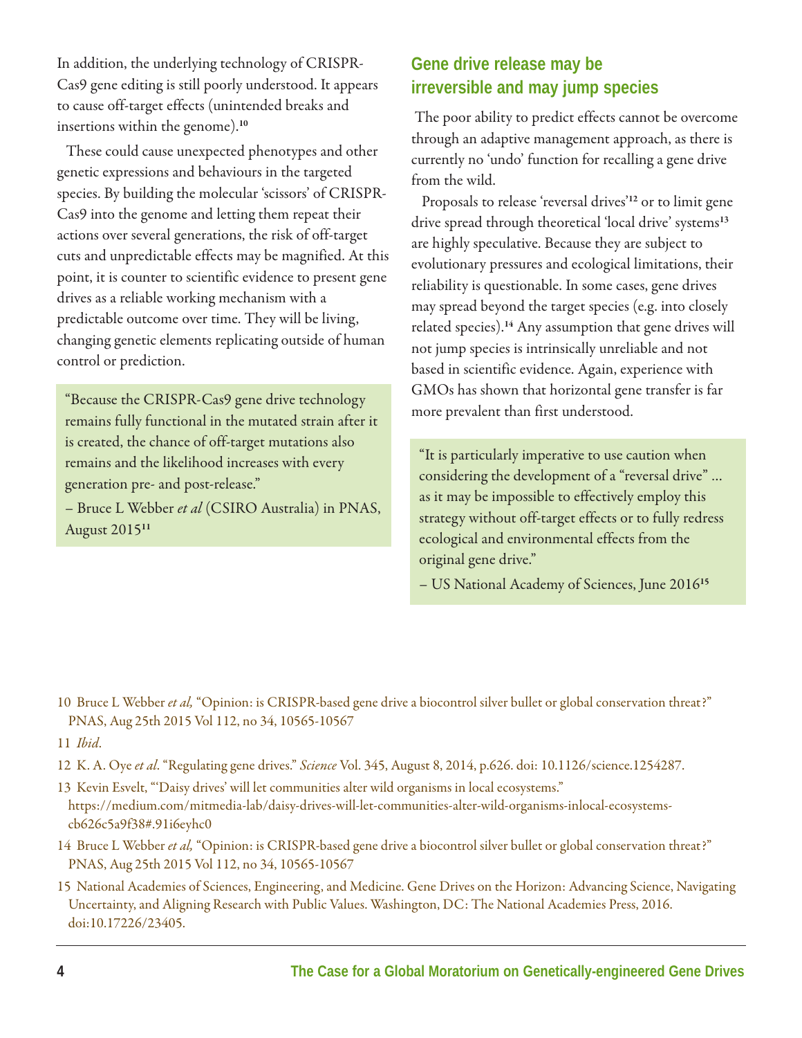In addition, the underlying technology of CRISPR-Cas9 gene editing is still poorly understood. It appears to cause off-target effects (unintended breaks and insertions within the genome).[10]

These could cause unexpected phenotypes and other genetic expressions and behaviours in the targeted species. By building the molecular 'scissors' of CRISPR-Cas9 into the genome and letting them repeat their actions over several generations, the risk of off-target cuts and unpredictable effects may be magnified. At this point, it is counter to scientific evidence to present gene drives as a reliable working mechanism with a predictable outcome over time. They will be living, changing genetic elements replicating outside of human control or prediction.

> "Because the CRISPR-Cas9 gene drive technology remains fully functional in the mutated strain after it is created, the chance of off-target mutations also remains and the likelihood increases with every generation pre- and post-release."
>
> – Bruce L Webber *et al* (CSIRO Australia) in PNAS, August 2015[11]

## Gene drive release may be irreversible and may jump species

The poor ability to predict effects cannot be overcome through an adaptive management approach, as there is currently no 'undo' function for recalling a gene drive from the wild.

Proposals to release 'reversal drives'[12] or to limit gene drive spread through theoretical 'local drive' systems[13] are highly speculative. Because they are subject to evolutionary pressures and ecological limitations, their reliability is questionable. In some cases, gene drives may spread beyond the target species (e.g. into closely related species).[14] Any assumption that gene drives will not jump species is intrinsically unreliable and not based in scientific evidence. Again, experience with GMOs has shown that horizontal gene transfer is far more prevalent than first understood.

> "It is particularly imperative to use caution when considering the development of a "reversal drive" ... as it may be impossible to effectively employ this strategy without off-target effects or to fully redress ecological and environmental effects from the original gene drive."
>
> – US National Academy of Sciences, June 2016[15]

10 Bruce L Webber *et al,* "Opinion: is CRISPR-based gene drive a biocontrol silver bullet or global conservation threat?" PNAS, Aug 25th 2015 Vol 112, no 34, 10565-10567

11 *Ibid*.

12 K. A. Oye *et al*. "Regulating gene drives." *Science* Vol. 345, August 8, 2014, p.626. doi: 10.1126/science.1254287.

13 Kevin Esvelt, "'Daisy drives' will let communities alter wild organisms in local ecosystems." https://medium.com/mitmedia-lab/daisy-drives-will-let-communities-alter-wild-organisms-inlocal-ecosystems-cb626c5a9f38#.91i6eyhc0

14 Bruce L Webber *et al,* "Opinion: is CRISPR-based gene drive a biocontrol silver bullet or global conservation threat?" PNAS, Aug 25th 2015 Vol 112, no 34, 10565-10567

15 National Academies of Sciences, Engineering, and Medicine. Gene Drives on the Horizon: Advancing Science, Navigating Uncertainty, and Aligning Research with Public Values. Washington, DC: The National Academies Press, 2016. doi:10.17226/23405.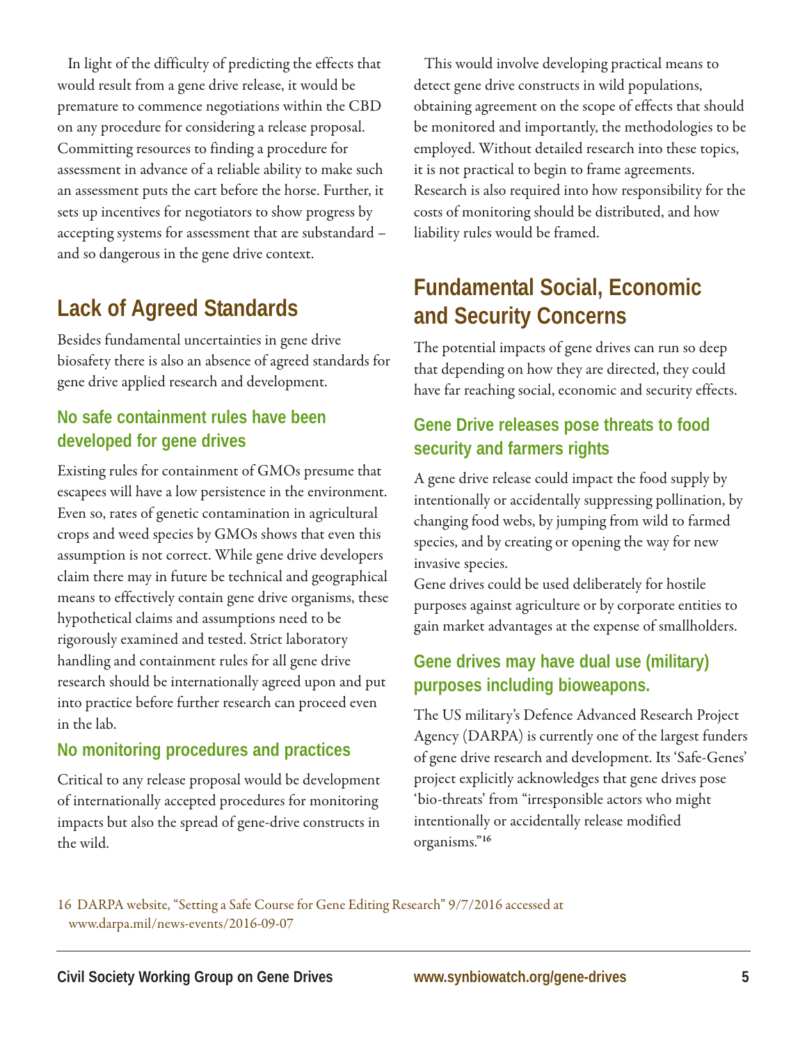In light of the difficulty of predicting the effects that would result from a gene drive release, it would be premature to commence negotiations within the CBD on any procedure for considering a release proposal. Committing resources to finding a procedure for assessment in advance of a reliable ability to make such an assessment puts the cart before the horse. Further, it sets up incentives for negotiators to show progress by accepting systems for assessment that are substandard – and so dangerous in the gene drive context.

## Lack of Agreed Standards

Besides fundamental uncertainties in gene drive biosafety there is also an absence of agreed standards for gene drive applied research and development.

### No safe containment rules have been developed for gene drives

Existing rules for containment of GMOs presume that escapees will have a low persistence in the environment. Even so, rates of genetic contamination in agricultural crops and weed species by GMOs shows that even this assumption is not correct. While gene drive developers claim there may in future be technical and geographical means to effectively contain gene drive organisms, these hypothetical claims and assumptions need to be rigorously examined and tested. Strict laboratory handling and containment rules for all gene drive research should be internationally agreed upon and put into practice before further research can proceed even in the lab.

### No monitoring procedures and practices

Critical to any release proposal would be development of internationally accepted procedures for monitoring impacts but also the spread of gene-drive constructs in the wild.

This would involve developing practical means to detect gene drive constructs in wild populations, obtaining agreement on the scope of effects that should be monitored and importantly, the methodologies to be employed. Without detailed research into these topics, it is not practical to begin to frame agreements. Research is also required into how responsibility for the costs of monitoring should be distributed, and how liability rules would be framed.

## Fundamental Social, Economic and Security Concerns

The potential impacts of gene drives can run so deep that depending on how they are directed, they could have far reaching social, economic and security effects.

### Gene Drive releases pose threats to food security and farmers rights

A gene drive release could impact the food supply by intentionally or accidentally suppressing pollination, by changing food webs, by jumping from wild to farmed species, and by creating or opening the way for new invasive species.

Gene drives could be used deliberately for hostile purposes against agriculture or by corporate entities to gain market advantages at the expense of smallholders.

### Gene drives may have dual use (military) purposes including bioweapons.

The US military's Defence Advanced Research Project Agency (DARPA) is currently one of the largest funders of gene drive research and development. Its 'Safe-Genes' project explicitly acknowledges that gene drives pose 'bio-threats' from "irresponsible actors who might intentionally or accidentally release modified organisms."[16]

16 DARPA website, "Setting a Safe Course for Gene Editing Research" 9/7/2016 accessed at www.darpa.mil/news-events/2016-09-07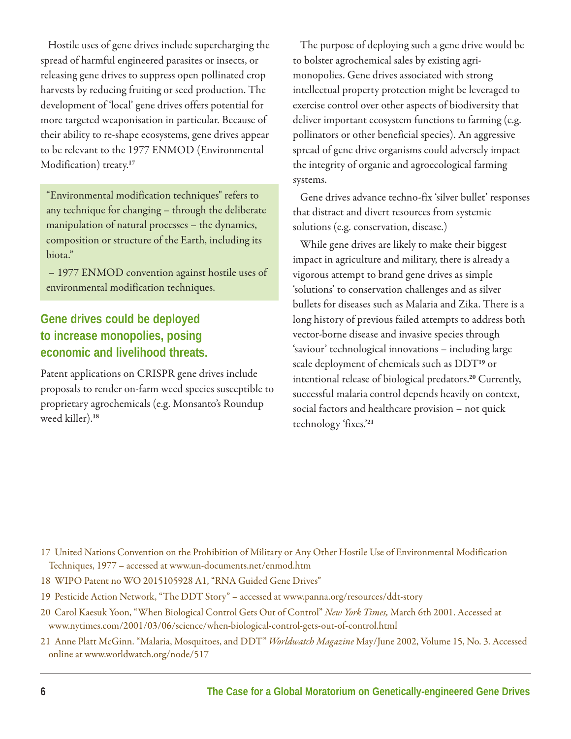Hostile uses of gene drives include supercharging the spread of harmful engineered parasites or insects, or releasing gene drives to suppress open pollinated crop harvests by reducing fruiting or seed production. The development of 'local' gene drives offers potential for more targeted weaponisation in particular. Because of their ability to re-shape ecosystems, gene drives appear to be relevant to the 1977 ENMOD (Environmental Modification) treaty.[17]

> "Environmental modification techniques" refers to any technique for changing – through the deliberate manipulation of natural processes – the dynamics, composition or structure of the Earth, including its biota."
>
> – 1977 ENMOD convention against hostile uses of environmental modification techniques.

## Gene drives could be deployed to increase monopolies, posing economic and livelihood threats.

Patent applications on CRISPR gene drives include proposals to render on-farm weed species susceptible to proprietary agrochemicals (e.g. Monsanto's Roundup weed killer).[18]

The purpose of deploying such a gene drive would be to bolster agrochemical sales by existing agri-monopolies. Gene drives associated with strong intellectual property protection might be leveraged to exercise control over other aspects of biodiversity that deliver important ecosystem functions to farming (e.g. pollinators or other beneficial species). An aggressive spread of gene drive organisms could adversely impact the integrity of organic and agroecological farming systems.

Gene drives advance techno-fix 'silver bullet' responses that distract and divert resources from systemic solutions (e.g. conservation, disease.)

While gene drives are likely to make their biggest impact in agriculture and military, there is already a vigorous attempt to brand gene drives as simple 'solutions' to conservation challenges and as silver bullets for diseases such as Malaria and Zika. There is a long history of previous failed attempts to address both vector-borne disease and invasive species through 'saviour' technological innovations – including large scale deployment of chemicals such as DDT[19] or intentional release of biological predators.[20] Currently, successful malaria control depends heavily on context, social factors and healthcare provision – not quick technology 'fixes.'[21]

---

17 United Nations Convention on the Prohibition of Military or Any Other Hostile Use of Environmental Modification Techniques, 1977 – accessed at www.un-documents.net/enmod.htm

18 WIPO Patent no WO 2015105928 A1, "RNA Guided Gene Drives"

19 Pesticide Action Network, "The DDT Story" – accessed at www.panna.org/resources/ddt-story

20 Carol Kaesuk Yoon, "When Biological Control Gets Out of Control" *New York Times,* March 6th 2001. Accessed at www.nytimes.com/2001/03/06/science/when-biological-control-gets-out-of-control.html

21 Anne Platt McGinn. "Malaria, Mosquitoes, and DDT" *Worldwatch Magazine* May/June 2002, Volume 15, No. 3. Accessed online at www.worldwatch.org/node/517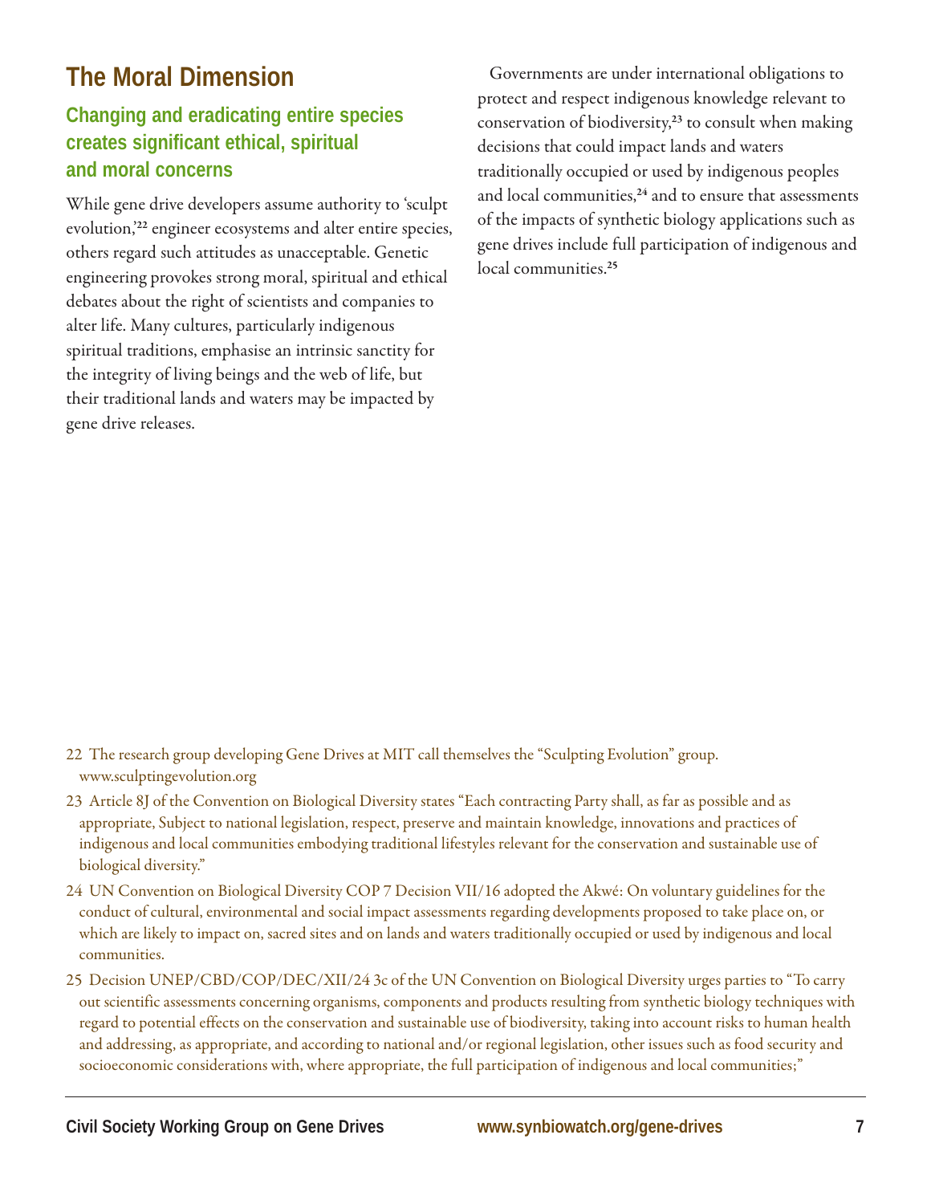## The Moral Dimension

### Changing and eradicating entire species creates significant ethical, spiritual and moral concerns

While gene drive developers assume authority to 'sculpt evolution,'[22] engineer ecosystems and alter entire species, others regard such attitudes as unacceptable. Genetic engineering provokes strong moral, spiritual and ethical debates about the right of scientists and companies to alter life. Many cultures, particularly indigenous spiritual traditions, emphasise an intrinsic sanctity for the integrity of living beings and the web of life, but their traditional lands and waters may be impacted by gene drive releases.

Governments are under international obligations to protect and respect indigenous knowledge relevant to conservation of biodiversity,[23] to consult when making decisions that could impact lands and waters traditionally occupied or used by indigenous peoples and local communities,[24] and to ensure that assessments of the impacts of synthetic biology applications such as gene drives include full participation of indigenous and local communities.[25]

22 The research group developing Gene Drives at MIT call themselves the "Sculpting Evolution" group. www.sculptingevolution.org

23 Article 8J of the Convention on Biological Diversity states "Each contracting Party shall, as far as possible and as appropriate, Subject to national legislation, respect, preserve and maintain knowledge, innovations and practices of indigenous and local communities embodying traditional lifestyles relevant for the conservation and sustainable use of biological diversity."

24 UN Convention on Biological Diversity COP 7 Decision VII/16 adopted the Akwé: On voluntary guidelines for the conduct of cultural, environmental and social impact assessments regarding developments proposed to take place on, or which are likely to impact on, sacred sites and on lands and waters traditionally occupied or used by indigenous and local communities.

25 Decision UNEP/CBD/COP/DEC/XII/24 3c of the UN Convention on Biological Diversity urges parties to "To carry out scientific assessments concerning organisms, components and products resulting from synthetic biology techniques with regard to potential effects on the conservation and sustainable use of biodiversity, taking into account risks to human health and addressing, as appropriate, and according to national and/or regional legislation, other issues such as food security and socioeconomic considerations with, where appropriate, the full participation of indigenous and local communities;"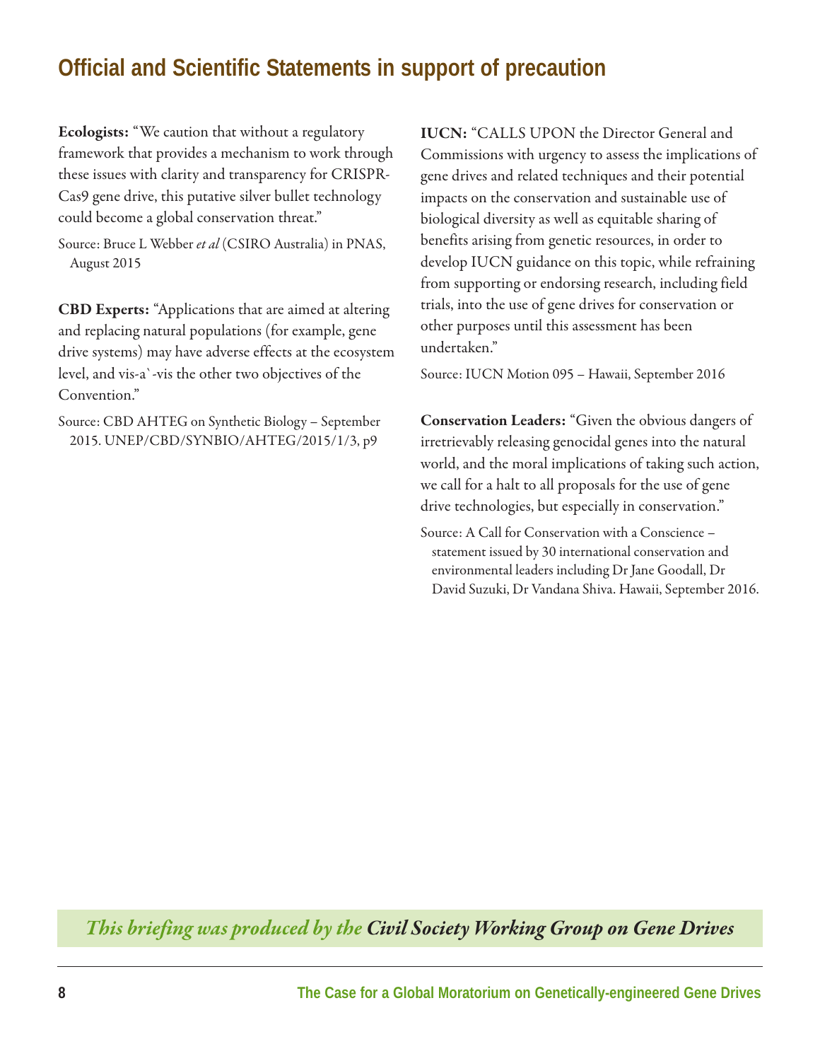## Official and Scientific Statements in support of precaution

**Ecologists:** "We caution that without a regulatory framework that provides a mechanism to work through these issues with clarity and transparency for CRISPR-Cas9 gene drive, this putative silver bullet technology could become a global conservation threat."

Source: Bruce L Webber *et al* (CSIRO Australia) in PNAS, August 2015

**CBD Experts:** "Applications that are aimed at altering and replacing natural populations (for example, gene drive systems) may have adverse effects at the ecosystem level, and vis-a`-vis the other two objectives of the Convention."

Source: CBD AHTEG on Synthetic Biology – September 2015. UNEP/CBD/SYNBIO/AHTEG/2015/1/3, p9

**IUCN:** "CALLS UPON the Director General and Commissions with urgency to assess the implications of gene drives and related techniques and their potential impacts on the conservation and sustainable use of biological diversity as well as equitable sharing of benefits arising from genetic resources, in order to develop IUCN guidance on this topic, while refraining from supporting or endorsing research, including field trials, into the use of gene drives for conservation or other purposes until this assessment has been undertaken."

Source: IUCN Motion 095 – Hawaii, September 2016

**Conservation Leaders:** "Given the obvious dangers of irretrievably releasing genocidal genes into the natural world, and the moral implications of taking such action, we call for a halt to all proposals for the use of gene drive technologies, but especially in conservation."

Source: A Call for Conservation with a Conscience – statement issued by 30 international conservation and environmental leaders including Dr Jane Goodall, Dr David Suzuki, Dr Vandana Shiva. Hawaii, September 2016.

*This briefing was produced by the* ***Civil Society Working Group on Gene Drives***